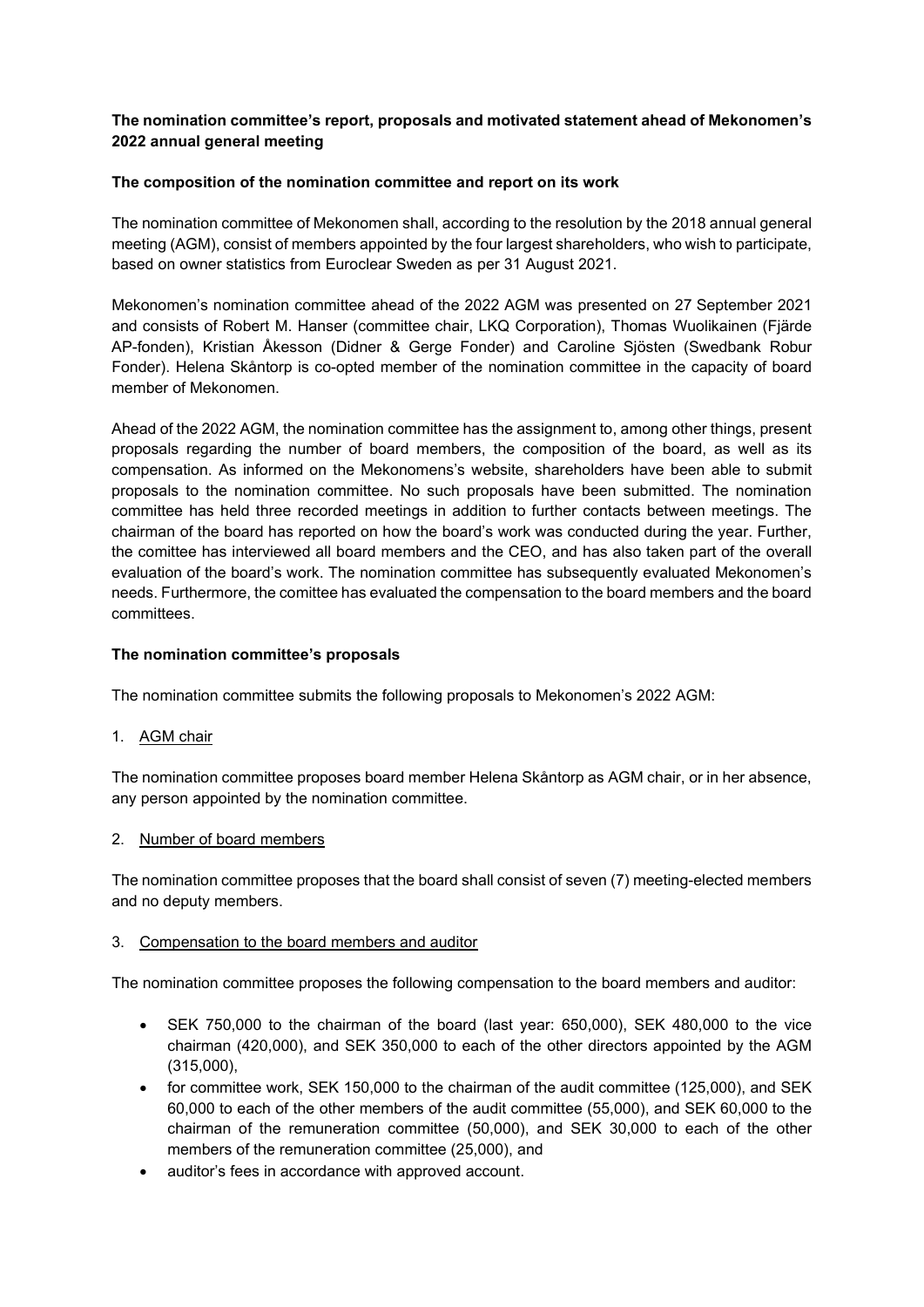**The nomination committee's report, proposals and motivated statement ahead of Mekonomen's 2022 annual general meeting**

**The composition of the nomination committee and report on its work**

The nomination committee of Mekonomen shall, according to the resolution by the 2018 annual general meeting (AGM), consist of members appointed by the four largest shareholders, who wish to participate, based on owner statistics from Euroclear Sweden as per 31 August 2021.

Mekonomen's nomination committee ahead of the 2022 AGM was presented on 27 September 2021 and consists of Robert M. Hanser (committee chair, LKQ Corporation), Thomas Wuolikainen (Fjärde AP-fonden), Kristian Åkesson (Didner & Gerge Fonder) and Caroline Sjösten (Swedbank Robur Fonder). Helena Skåntorp is co-opted member of the nomination committee in the capacity of board member of Mekonomen.

Ahead of the 2022 AGM, the nomination committee has the assignment to, among other things, present proposals regarding the number of board members, the composition of the board, as well as its compensation. As informed on the Mekonomens's website, shareholders have been able to submit proposals to the nomination committee. No such proposals have been submitted. The nomination committee has held three recorded meetings in addition to further contacts between meetings. The chairman of the board has reported on how the board's work was conducted during the year. Further, the comittee has interviewed all board members and the CEO, and has also taken part of the overall evaluation of the board's work. The nomination committee has subsequently evaluated Mekonomen's needs. Furthermore, the comittee has evaluated the compensation to the board members and the board committees.

**The nomination committee's proposals**

The nomination committee submits the following proposals to Mekonomen's 2022 AGM:

1. AGM chair

The nomination committee proposes board member Helena Skåntorp as AGM chair, or in her absence, any person appointed by the nomination committee.

2. Number of board members

The nomination committee proposes that the board shall consist of seven (7) meeting-elected members and no deputy members.

3. Compensation to the board members and auditor

The nomination committee proposes the following compensation to the board members and auditor:

- SEK 750,000 to the chairman of the board (last year: 650,000), SEK 480,000 to the vice chairman (420,000), and SEK 350,000 to each of the other directors appointed by the AGM (315,000),
- for committee work, SEK 150,000 to the chairman of the audit committee (125,000), and SEK 60,000 to each of the other members of the audit committee (55,000), and SEK 60,000 to the chairman of the remuneration committee (50,000), and SEK 30,000 to each of the other members of the remuneration committee (25,000), and
- auditor's fees in accordance with approved account.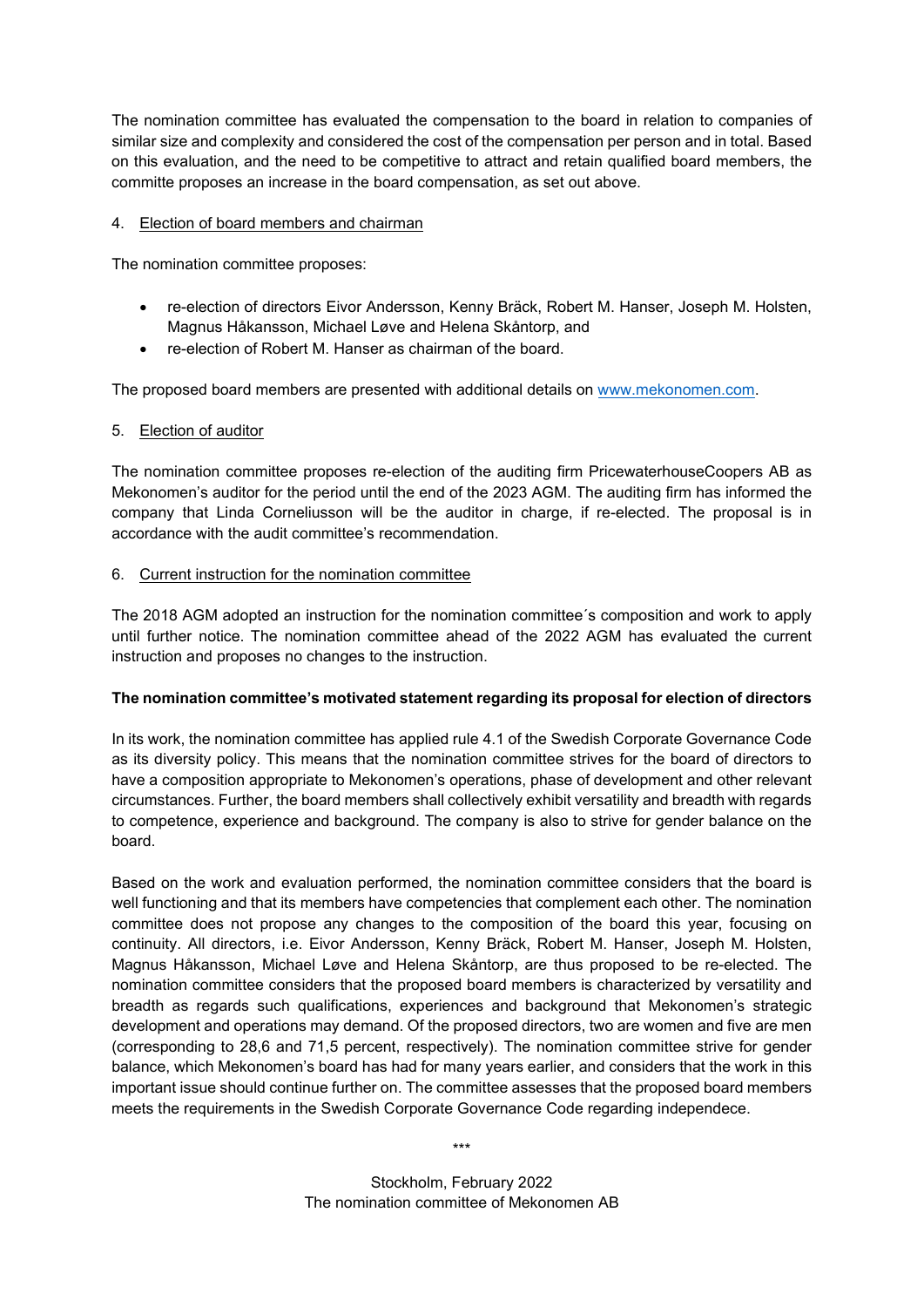The nomination committee has evaluated the compensation to the board in relation to companies of similar size and complexity and considered the cost of the compensation per person and in total. Based on this evaluation, and the need to be competitive to attract and retain qualified board members, the committe proposes an increase in the board compensation, as set out above.

4. Election of board members and chairman

The nomination committee proposes:

- re-election of directors Eivor Andersson, Kenny Bräck, Robert M. Hanser, Joseph M. Holsten, Magnus Håkansson, Michael Løve and Helena Skåntorp, and
- re-election of Robert M. Hanser as chairman of the board.

The proposed board members are presented with additional details on [www.mekonomen.com](http://www.mekonomen.com).

5. Election of auditor

The nomination committee proposes re-election of the auditing firm PricewaterhouseCoopers AB as Mekonomen's auditor for the period until the end of the 2023 AGM. The auditing firm has informed the company that Linda Corneliusson will be the auditor in charge, if re-elected. The proposal is in accordance with the audit committee's recommendation.

6. Current instruction for the nomination committee

The 2018 AGM adopted an instruction for the nomination committee´s composition and work to apply until further notice. The nomination committee ahead of the 2022 AGM has evaluated the current instruction and proposes no changes to the instruction.

**The nomination committee's motivated statement regarding its proposal for election of directors**

In its work, the nomination committee has applied rule 4.1 of the Swedish Corporate Governance Code as its diversity policy. This means that the nomination committee strives for the board of directors to have a composition appropriate to Mekonomen's operations, phase of development and other relevant circumstances. Further, the board members shall collectively exhibit versatility and breadth with regards to competence, experience and background. The company is also to strive for gender balance on the board.

Based on the work and evaluation performed, the nomination committee considers that the board is well functioning and that its members have competencies that complement each other. The nomination committee does not propose any changes to the composition of the board this year, focusing on continuity. All directors, i.e. Eivor Andersson, Kenny Bräck, Robert M. Hanser, Joseph M. Holsten, Magnus Håkansson, Michael Løve and Helena Skåntorp, are thus proposed to be re-elected. The nomination committee considers that the proposed board members is characterized by versatility and breadth as regards such qualifications, experiences and background that Mekonomen's strategic development and operations may demand. Of the proposed directors, two are women and five are men (corresponding to 28,6 and 71,5 percent, respectively). The nomination committee strive for gender balance, which Mekonomen's board has had for many years earlier, and considers that the work in this important issue should continue further on. The committee assesses that the proposed board members meets the requirements in the Swedish Corporate Governance Code regarding independece.

\*\*\*

Stockholm, February 2022
The nomination committee of Mekonomen AB